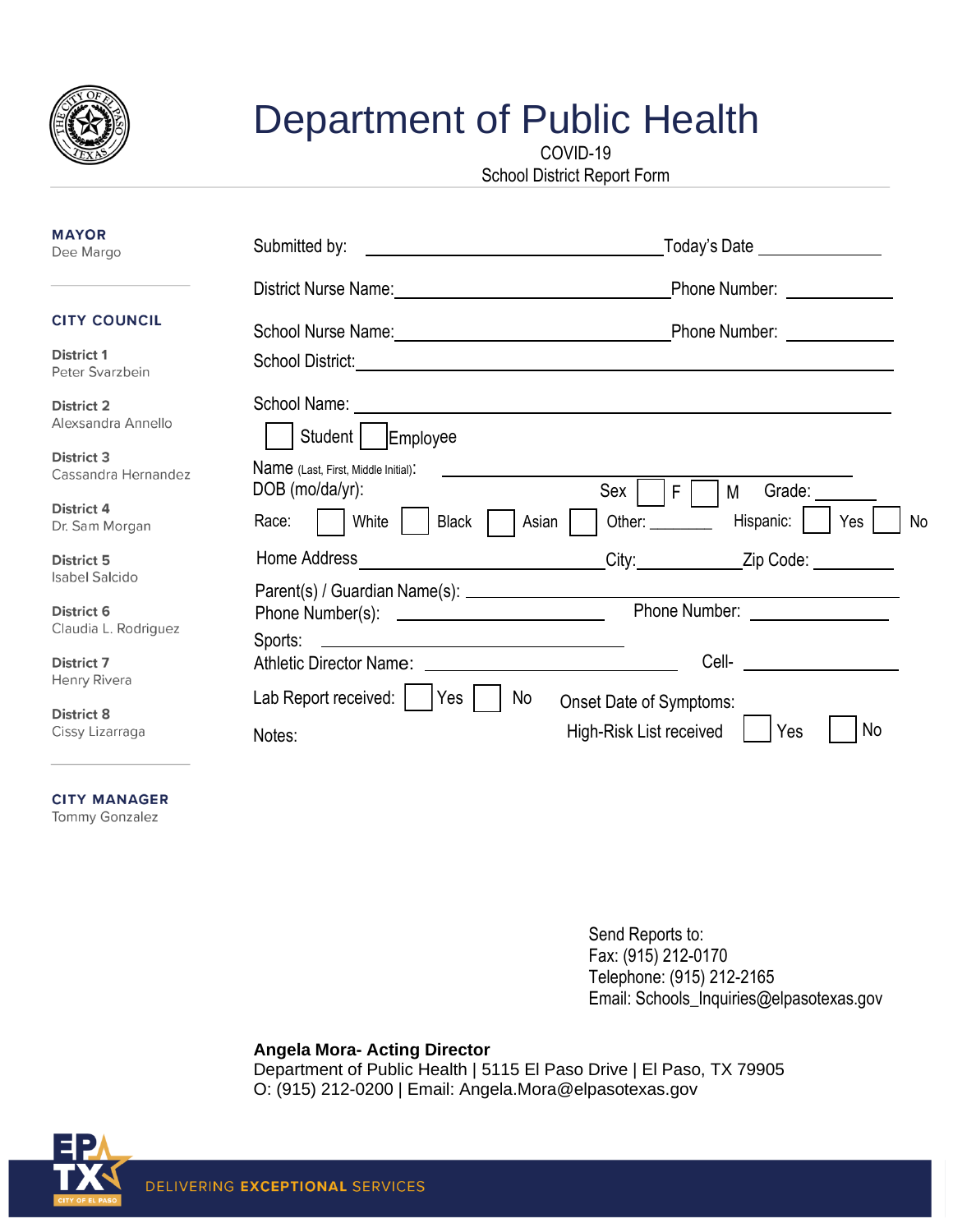# Department of Public Health

COVID-19
School District Report Form

**MAYOR**
Dee Margo

**CITY COUNCIL**

**District 1**
Peter Svarzbein

**District 2**
Alexsandra Annello

**District 3**
Cassandra Hernandez

**District 4**
Dr. Sam Morgan

**District 5**
Isabel Salcido

**District 6**
Claudia L. Rodriguez

**District 7**
Henry Rivera

**District 8**
Cissy Lizarraga

**CITY MANAGER**
Tommy Gonzalez

Submitted by: ______________________________ Today's Date ____________

District Nurse Name: ____________________________ Phone Number: __________

School Nurse Name: ____________________________ Phone Number: __________

School District: ________________________________________________

School Name: __________________________________________________

☐ Student ☐ Employee

Name (Last, First, Middle Initial): ______________________________

DOB (mo/da/yr): Sex ☐ F ☐ M Grade: ______

Race: ☐ White ☐ Black ☐ Asian ☐ Other: _______ Hispanic: ☐ Yes ☐ No

Home Address ________________________ City: __________ Zip Code: ________

Parent(s) / Guardian Name(s): ______________________________________

Phone Number(s): ______________________ Phone Number: ______________

Sports: ______________________________

Athletic Director Name: ______________________ Cell- ______________

Lab Report received: ☐ Yes ☐ No Onset Date of Symptoms:

Notes: High-Risk List received ☐ Yes ☐ No

Send Reports to:
Fax: (915) 212-0170
Telephone: (915) 212-2165
Email: Schools_Inquiries@elpasotexas.gov

**Angela Mora- Acting Director**
Department of Public Health | 5115 El Paso Drive | El Paso, TX 79905
O: (915) 212-0200 | Email: Angela.Mora@elpasotexas.gov

DELIVERING **EXCEPTIONAL** SERVICES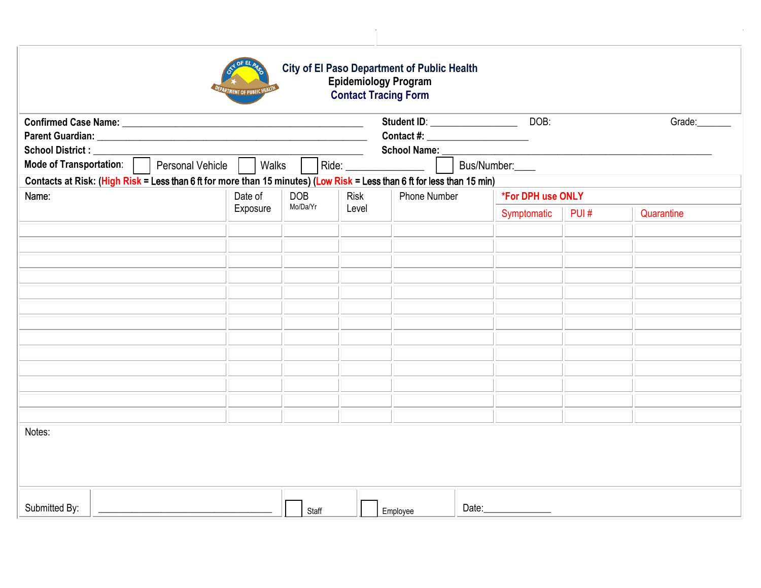# City of El Paso Department of Public Health
## Epidemiology Program
## Contact Tracing Form

**Confirmed Case Name:** ______________________________ **Student ID:** ________________ DOB: Grade:_______

**Parent Guardian:** ______________________________ **Contact #:** ____________________

**School District :** ______________________________ **School Name:** ______________________________

**Mode of Transportation:** ☐ Personal Vehicle ☐ Walks ☐ Ride: _______________ ☐ Bus/Number:____

**Contacts at Risk:** (High Risk = Less than 6 ft for more than 15 minutes) (Low Risk = Less than 6 ft for less than 15 min)

| Name: | Date of Exposure | DOB Mo/Da/Yr | Risk Level | Phone Number | *For DPH use ONLY | | |
|---|---|---|---|---|---|---|---|
| | | | | | Symptomatic | PUI # | Quarantine |
| | | | | | | | |
| | | | | | | | |
| | | | | | | | |
| | | | | | | | |
| | | | | | | | |
| | | | | | | | |
| | | | | | | | |
| | | | | | | | |
| | | | | | | | |
| | | | | | | | |
| | | | | | | | |
| | | | | | | | |
| | | | | | | | |

Notes:

Submitted By: ______________________________ ☐ Staff ☐ Employee Date:_____________